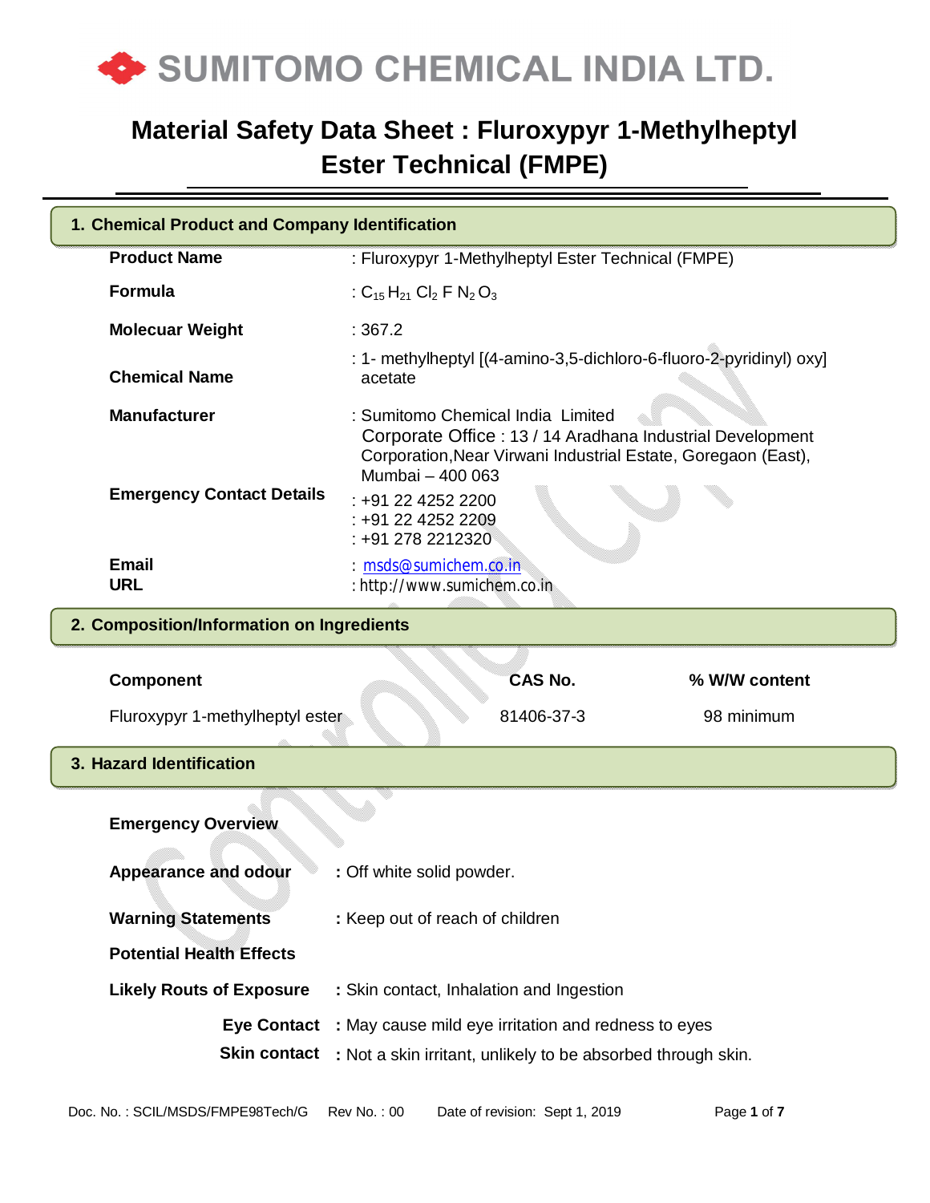# SUMITOMO CHEMICAL INDIA LTD.

# Material Safety Data Sheet : Fluroxypyr 1-Methylheptyl Ester Technical (FMPE)

## 1. Chemical Product and Company Identification

| | |
|---|---|
| **Product Name** | : Fluroxypyr 1-Methylheptyl Ester Technical (FMPE) |
| **Formula** | : $C_{15} H_{21} Cl_2 F N_2 O_3$ |
| **Molecuar Weight** | : 367.2 |
| **Chemical Name** | : 1- methylheptyl [(4-amino-3,5-dichloro-6-fluoro-2-pyridinyl) oxy] acetate |
| **Manufacturer** | : Sumitomo Chemical India Limited<br>Corporate Office : 13 / 14 Aradhana Industrial Development Corporation,Near Virwani Industrial Estate, Goregaon (East), Mumbai – 400 063 |
| **Emergency Contact Details** | : +91 22 4252 2200<br>: +91 22 4252 2209<br>: +91 278 2212320 |
| **Email** | : msds@sumichem.co.in |
| **URL** | : http://www.sumichem.co.in |

## 2. Composition/Information on Ingredients

| Component | CAS No. | % W/W content |
|---|---|---|
| Fluroxypyr 1-methylheptyl ester | 81406-37-3 | 98 minimum |

## 3. Hazard Identification

**Emergency Overview**

**Appearance and odour** : Off white solid powder.

**Warning Statements** : Keep out of reach of children

**Potential Health Effects**

**Likely Routs of Exposure** : Skin contact, Inhalation and Ingestion

**Eye Contact** : May cause mild eye irritation and redness to eyes

**Skin contact** : Not a skin irritant, unlikely to be absorbed through skin.

Doc. No. : SCIL/MSDS/FMPE98Tech/G Rev No. : 00 Date of revision: Sept 1, 2019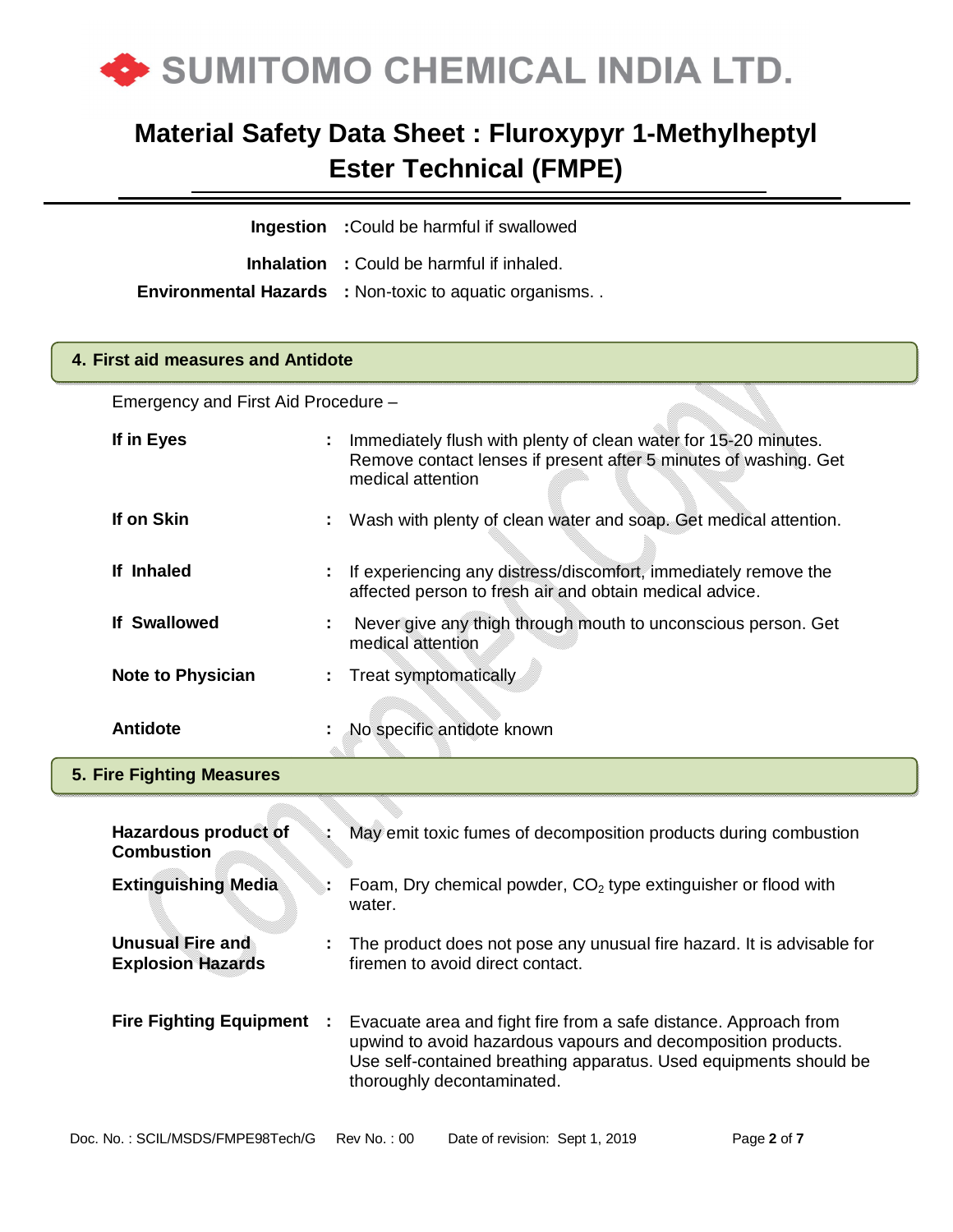**Ingestion** : Could be harmful if swallowed

**Inhalation** : Could be harmful if inhaled.

**Environmental Hazards** : Non-toxic to aquatic organisms. .

## 4. First aid measures and Antidote

Emergency and First Aid Procedure –

| | | |
|---|---|---|
| **If in Eyes** | : | Immediately flush with plenty of clean water for 15-20 minutes. Remove contact lenses if present after 5 minutes of washing. Get medical attention |
| **If on Skin** | : | Wash with plenty of clean water and soap. Get medical attention. |
| **If Inhaled** | : | If experiencing any distress/discomfort, immediately remove the affected person to fresh air and obtain medical advice. |
| **If Swallowed** | : | Never give any thigh through mouth to unconscious person. Get medical attention |
| **Note to Physician** | : | Treat symptomatically |
| **Antidote** | : | No specific antidote known |

## 5. Fire Fighting Measures

| | | |
|---|---|---|
| **Hazardous product of Combustion** | : | May emit toxic fumes of decomposition products during combustion |
| **Extinguishing Media** | : | Foam, Dry chemical powder, $CO_2$ type extinguisher or flood with water. |
| **Unusual Fire and Explosion Hazards** | : | The product does not pose any unusual fire hazard. It is advisable for firemen to avoid direct contact. |
| **Fire Fighting Equipment** | : | Evacuate area and fight fire from a safe distance. Approach from upwind to avoid hazardous vapours and decomposition products. Use self-contained breathing apparatus. Used equipments should be thoroughly decontaminated. |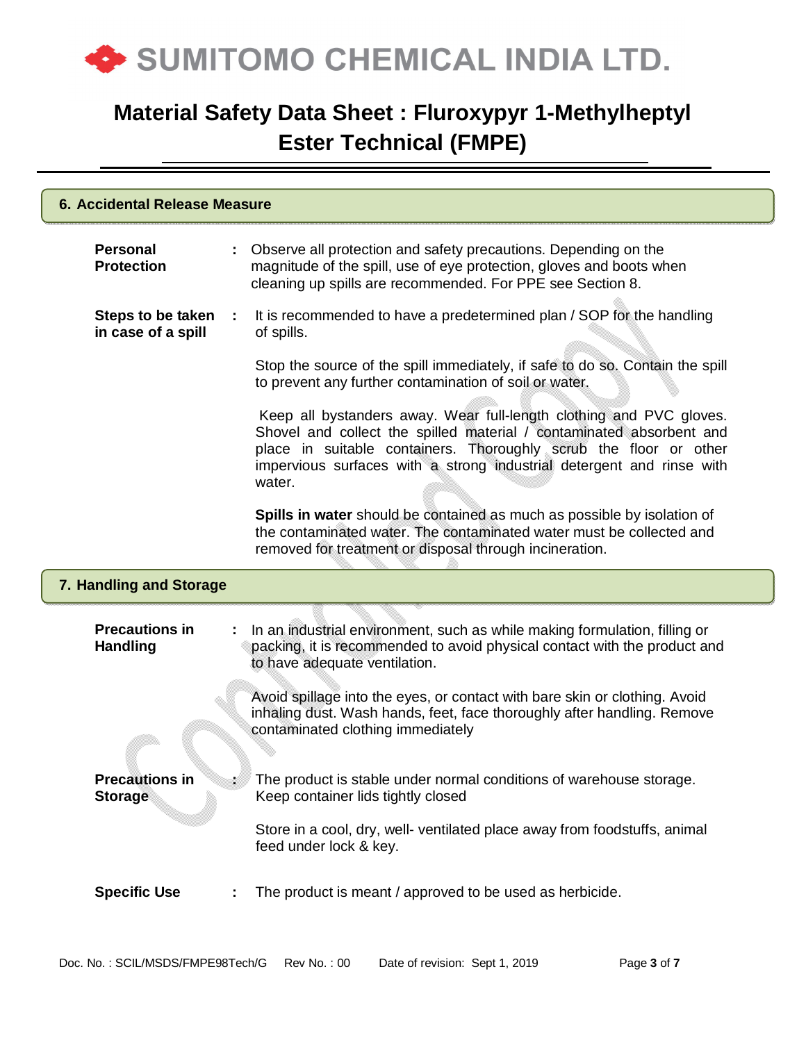## 6. Accidental Release Measure

**Personal Protection** : Observe all protection and safety precautions. Depending on the magnitude of the spill, use of eye protection, gloves and boots when cleaning up spills are recommended. For PPE see Section 8.

**Steps to be taken in case of a spill** : It is recommended to have a predetermined plan / SOP for the handling of spills.

Stop the source of the spill immediately, if safe to do so. Contain the spill to prevent any further contamination of soil or water.

Keep all bystanders away. Wear full-length clothing and PVC gloves. Shovel and collect the spilled material / contaminated absorbent and place in suitable containers. Thoroughly scrub the floor or other impervious surfaces with a strong industrial detergent and rinse with water.

**Spills in water** should be contained as much as possible by isolation of the contaminated water. The contaminated water must be collected and removed for treatment or disposal through incineration.

## 7. Handling and Storage

**Precautions in Handling** : In an industrial environment, such as while making formulation, filling or packing, it is recommended to avoid physical contact with the product and to have adequate ventilation.

Avoid spillage into the eyes, or contact with bare skin or clothing. Avoid inhaling dust. Wash hands, feet, face thoroughly after handling. Remove contaminated clothing immediately

**Precautions in Storage** : The product is stable under normal conditions of warehouse storage. Keep container lids tightly closed

Store in a cool, dry, well- ventilated place away from foodstuffs, animal feed under lock & key.

**Specific Use** : The product is meant / approved to be used as herbicide.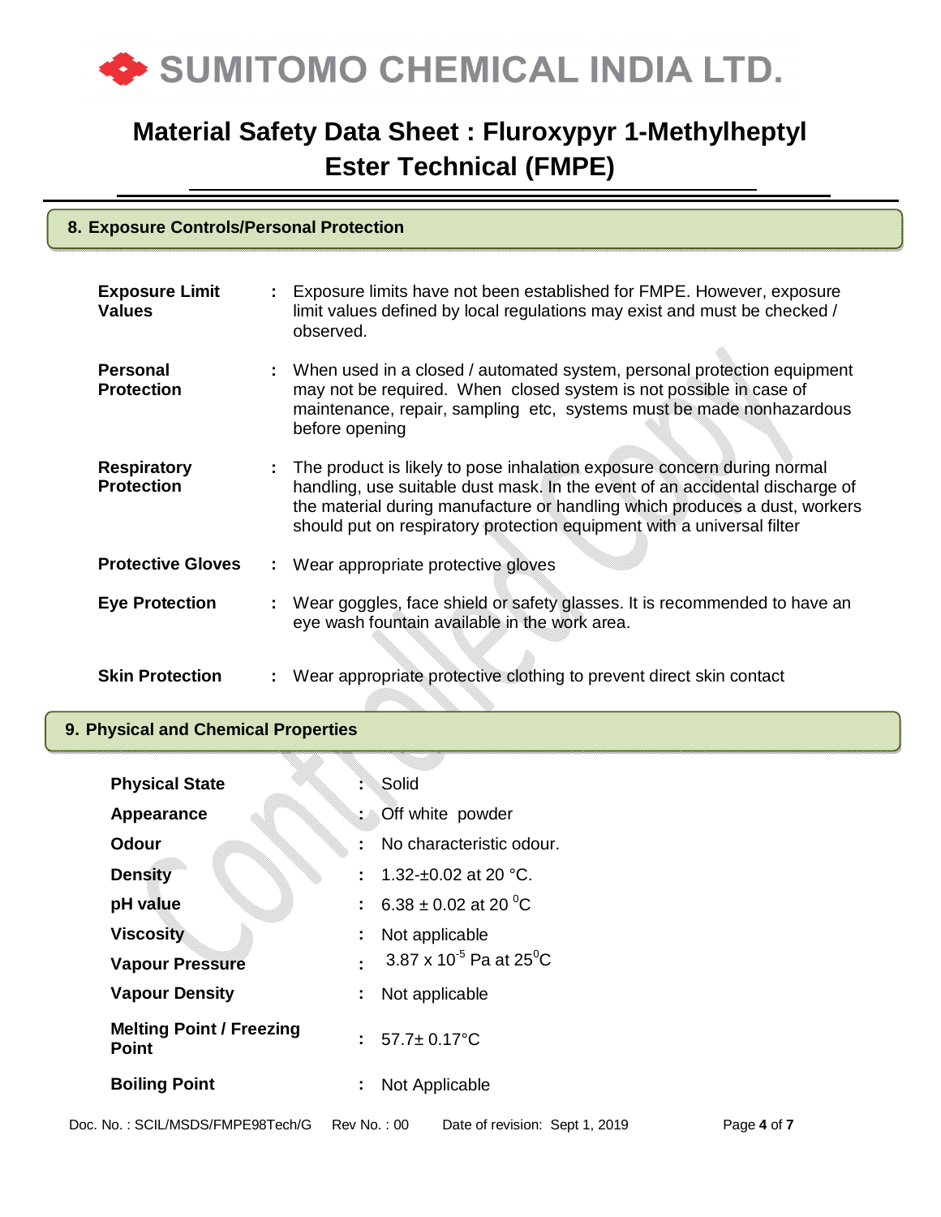## 8. Exposure Controls/Personal Protection

| | | |
|---|---|---|
| **Exposure Limit Values** | : | Exposure limits have not been established for FMPE. However, exposure limit values defined by local regulations may exist and must be checked / observed. |
| **Personal Protection** | : | When used in a closed / automated system, personal protection equipment may not be required. When closed system is not possible in case of maintenance, repair, sampling etc, systems must be made nonhazardous before opening |
| **Respiratory Protection** | : | The product is likely to pose inhalation exposure concern during normal handling, use suitable dust mask. In the event of an accidental discharge of the material during manufacture or handling which produces a dust, workers should put on respiratory protection equipment with a universal filter |
| **Protective Gloves** | : | Wear appropriate protective gloves |
| **Eye Protection** | : | Wear goggles, face shield or safety glasses. It is recommended to have an eye wash fountain available in the work area. |
| **Skin Protection** | : | Wear appropriate protective clothing to prevent direct skin contact |

## 9. Physical and Chemical Properties

| | | |
|---|---|---|
| **Physical State** | : | Solid |
| **Appearance** | : | Off white powder |
| **Odour** | : | No characteristic odour. |
| **Density** | : | 1.32-±0.02 at 20 °C. |
| **pH value** | : | 6.38 ± 0.02 at 20 $^0$C |
| **Viscosity** | : | Not applicable |
| **Vapour Pressure** | : | 3.87 x $10^{-5}$ Pa at 25$^0$C |
| **Vapour Density** | : | Not applicable |
| **Melting Point / Freezing Point** | : | 57.7± 0.17°C |
| **Boiling Point** | : | Not Applicable |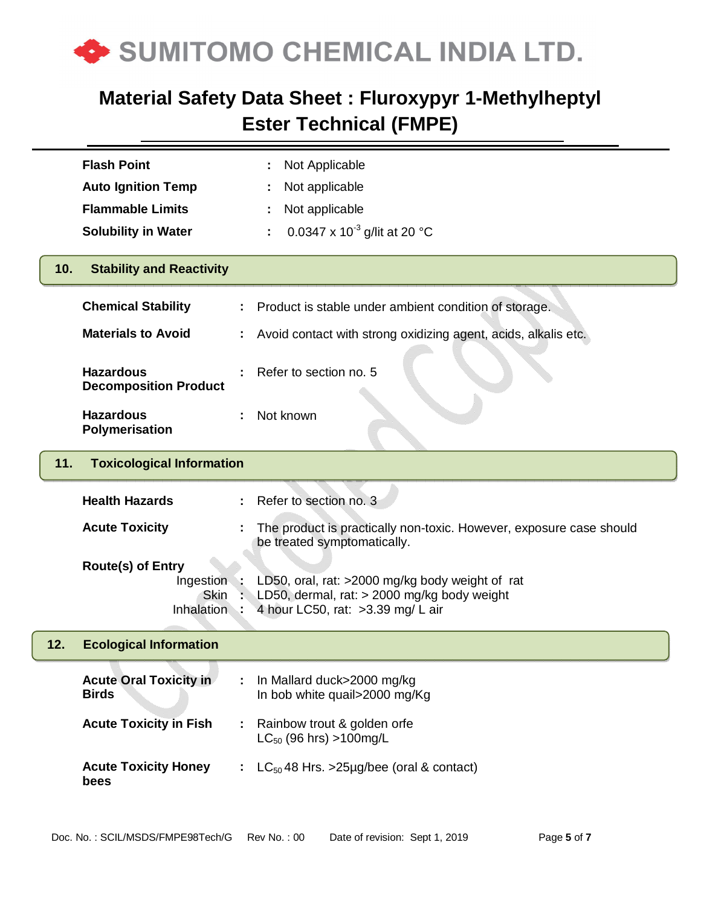| | | |
|---|---|---|
| **Flash Point** | : | Not Applicable |
| **Auto Ignition Temp** | : | Not applicable |
| **Flammable Limits** | : | Not applicable |
| **Solubility in Water** | : | $0.0347 \times 10^{-3}$ g/lit at 20 °C |

## 10. Stability and Reactivity

| | | |
|---|---|---|
| **Chemical Stability** | : | Product is stable under ambient condition of storage. |
| **Materials to Avoid** | : | Avoid contact with strong oxidizing agent, acids, alkalis etc. |
| **Hazardous Decomposition Product** | : | Refer to section no. 5 |
| **Hazardous Polymerisation** | : | Not known |

## 11. Toxicological Information

| | | |
|---|---|---|
| **Health Hazards** | : | Refer to section no. 3 |
| **Acute Toxicity** | : | The product is practically non-toxic. However, exposure case should be treated symptomatically. |
| **Route(s) of Entry** | | |
| Ingestion | : | LD50, oral, rat: >2000 mg/kg body weight of rat |
| Skin | : | LD50, dermal, rat: > 2000 mg/kg body weight |
| Inhalation | : | 4 hour LC50, rat: >3.39 mg/ L air |

## 12. Ecological Information

| | | |
|---|---|---|
| **Acute Oral Toxicity in Birds** | : | In Mallard duck>2000 mg/kg<br>In bob white quail>2000 mg/Kg |
| **Acute Toxicity in Fish** | : | Rainbow trout & golden orfe<br>$LC_{50}$ (96 hrs) >100mg/L |
| **Acute Toxicity Honey bees** | : | $LC_{50}$ 48 Hrs. >25µg/bee (oral & contact) |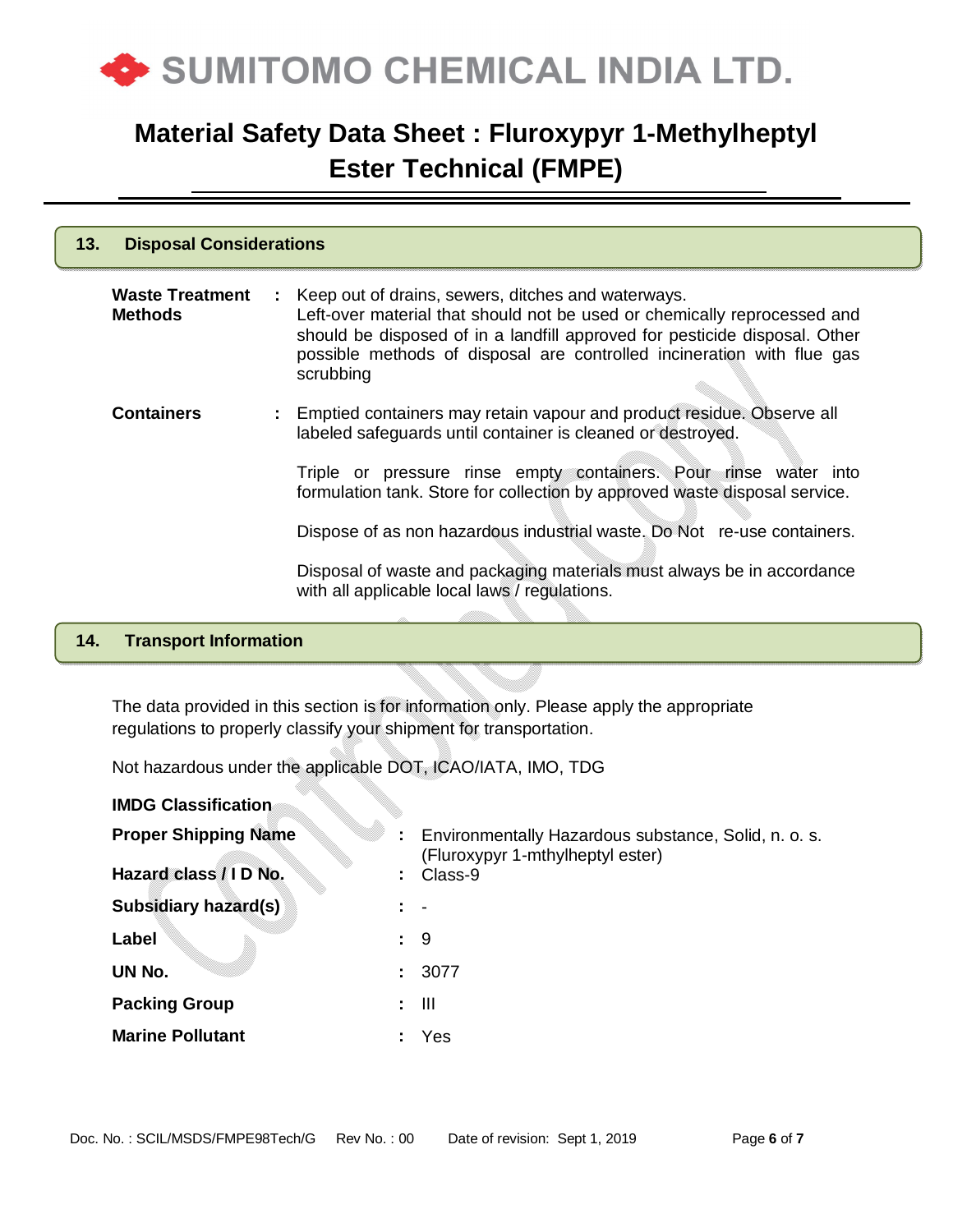## 13. Disposal Considerations

**Waste Treatment Methods** : Keep out of drains, sewers, ditches and waterways.
Left-over material that should not be used or chemically reprocessed and should be disposed of in a landfill approved for pesticide disposal. Other possible methods of disposal are controlled incineration with flue gas scrubbing

**Containers** : Emptied containers may retain vapour and product residue. Observe all labeled safeguards until container is cleaned or destroyed.

Triple or pressure rinse empty containers. Pour rinse water into formulation tank. Store for collection by approved waste disposal service.

Dispose of as non hazardous industrial waste. Do Not re-use containers.

Disposal of waste and packaging materials must always be in accordance with all applicable local laws / regulations.

## 14. Transport Information

The data provided in this section is for information only. Please apply the appropriate regulations to properly classify your shipment for transportation.

Not hazardous under the applicable DOT, ICAO/IATA, IMO, TDG

**IMDG Classification**

| | |
|---|---|
| **Proper Shipping Name** | : Environmentally Hazardous substance, Solid, n. o. s. (Fluroxypyr 1-mthylheptyl ester) |
| **Hazard class / I D No.** | : Class-9 |
| **Subsidiary hazard(s)** | : - |
| **Label** | : 9 |
| **UN No.** | : 3077 |
| **Packing Group** | : III |
| **Marine Pollutant** | : Yes |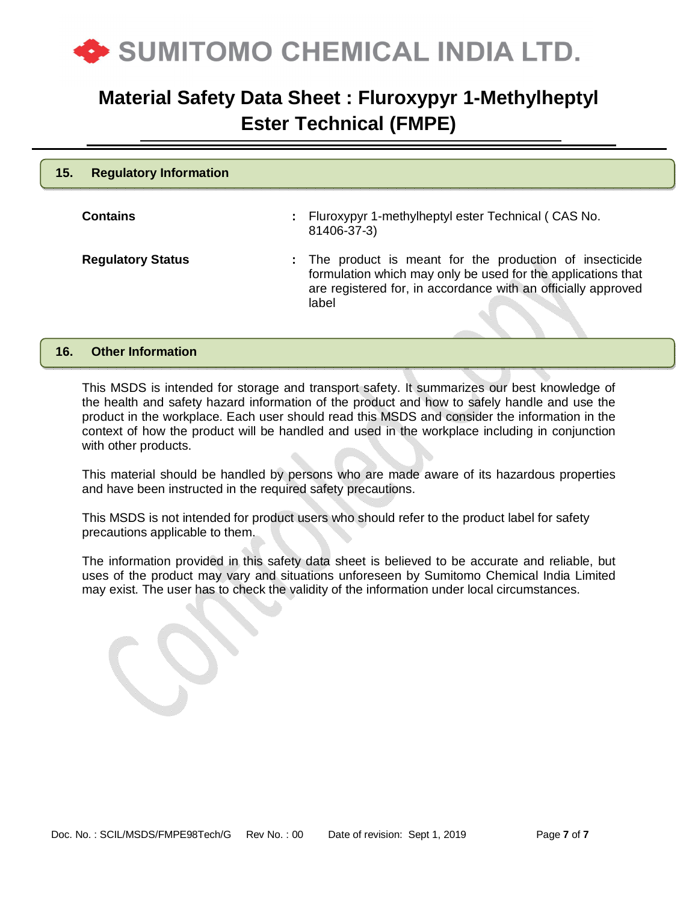## 15. Regulatory Information

| | | |
|---|---|---|
| **Contains** | : | Fluroxypyr 1-methylheptyl ester Technical ( CAS No. 81406-37-3) |
| **Regulatory Status** | : | The product is meant for the production of insecticide formulation which may only be used for the applications that are registered for, in accordance with an officially approved label |

## 16. Other Information

This MSDS is intended for storage and transport safety. It summarizes our best knowledge of the health and safety hazard information of the product and how to safely handle and use the product in the workplace. Each user should read this MSDS and consider the information in the context of how the product will be handled and used in the workplace including in conjunction with other products.

This material should be handled by persons who are made aware of its hazardous properties and have been instructed in the required safety precautions.

This MSDS is not intended for product users who should refer to the product label for safety precautions applicable to them.

The information provided in this safety data sheet is believed to be accurate and reliable, but uses of the product may vary and situations unforeseen by Sumitomo Chemical India Limited may exist. The user has to check the validity of the information under local circumstances.